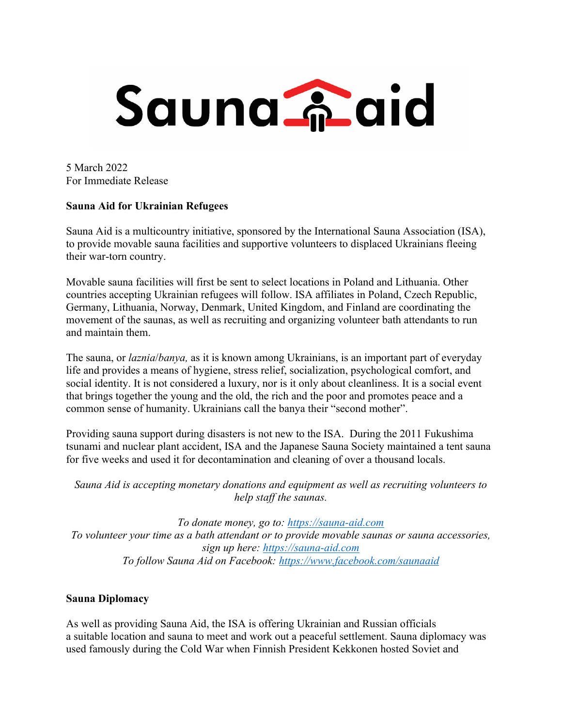# Sauna aid

5 March 2022
For Immediate Release

**Sauna Aid for Ukrainian Refugees**

Sauna Aid is a multicountry initiative, sponsored by the International Sauna Association (ISA), to provide movable sauna facilities and supportive volunteers to displaced Ukrainians fleeing their war-torn country.

Movable sauna facilities will first be sent to select locations in Poland and Lithuania. Other countries accepting Ukrainian refugees will follow. ISA affiliates in Poland, Czech Republic, Germany, Lithuania, Norway, Denmark, United Kingdom, and Finland are coordinating the movement of the saunas, as well as recruiting and organizing volunteer bath attendants to run and maintain them.

The sauna, or *laznia*/*banya,* as it is known among Ukrainians, is an important part of everyday life and provides a means of hygiene, stress relief, socialization, psychological comfort, and social identity. It is not considered a luxury, nor is it only about cleanliness. It is a social event that brings together the young and the old, the rich and the poor and promotes peace and a common sense of humanity. Ukrainians call the banya their "second mother".

Providing sauna support during disasters is not new to the ISA. During the 2011 Fukushima tsunami and nuclear plant accident, ISA and the Japanese Sauna Society maintained a tent sauna for five weeks and used it for decontamination and cleaning of over a thousand locals.

*Sauna Aid is accepting monetary donations and equipment as well as recruiting volunteers to help staff the saunas.*

*To donate money, go to: [https://sauna-aid.com](https://sauna-aid.com)*
*To volunteer your time as a bath attendant or to provide movable saunas or sauna accessories, sign up here: [https://sauna-aid.com](https://sauna-aid.com)*
*To follow Sauna Aid on Facebook: [https://www.facebook.com/saunaaid](https://www.facebook.com/saunaaid)*

**Sauna Diplomacy**

As well as providing Sauna Aid, the ISA is offering Ukrainian and Russian officials a suitable location and sauna to meet and work out a peaceful settlement. Sauna diplomacy was used famously during the Cold War when Finnish President Kekkonen hosted Soviet and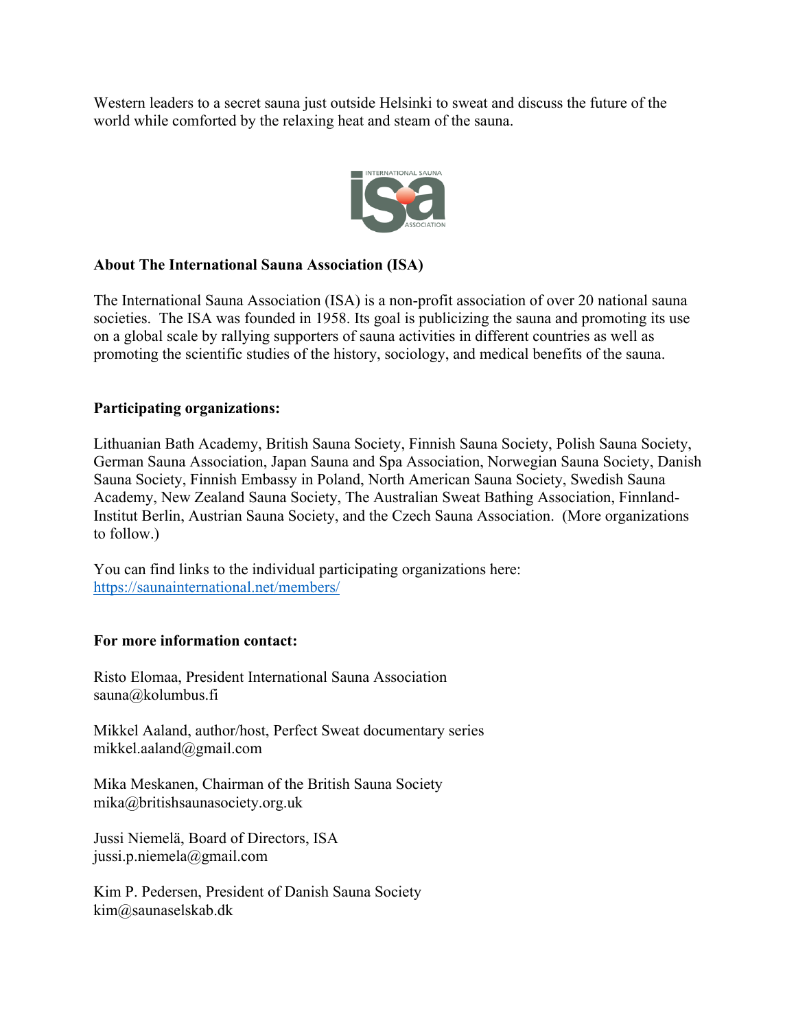Western leaders to a secret sauna just outside Helsinki to sweat and discuss the future of the world while comforted by the relaxing heat and steam of the sauna.

**About The International Sauna Association (ISA)**

The International Sauna Association (ISA) is a non-profit association of over 20 national sauna societies. The ISA was founded in 1958. Its goal is publicizing the sauna and promoting its use on a global scale by rallying supporters of sauna activities in different countries as well as promoting the scientific studies of the history, sociology, and medical benefits of the sauna.

**Participating organizations:**

Lithuanian Bath Academy, British Sauna Society, Finnish Sauna Society, Polish Sauna Society, German Sauna Association, Japan Sauna and Spa Association, Norwegian Sauna Society, Danish Sauna Society, Finnish Embassy in Poland, North American Sauna Society, Swedish Sauna Academy, New Zealand Sauna Society, The Australian Sweat Bathing Association, Finnland-Institut Berlin, Austrian Sauna Society, and the Czech Sauna Association. (More organizations to follow.)

You can find links to the individual participating organizations here: https://saunainternational.net/members/

**For more information contact:**

Risto Elomaa, President International Sauna Association
sauna@kolumbus.fi

Mikkel Aaland, author/host, Perfect Sweat documentary series
mikkel.aaland@gmail.com

Mika Meskanen, Chairman of the British Sauna Society
mika@britishsaunasociety.org.uk

Jussi Niemelä, Board of Directors, ISA
jussi.p.niemela@gmail.com

Kim P. Pedersen, President of Danish Sauna Society
kim@saunaselskab.dk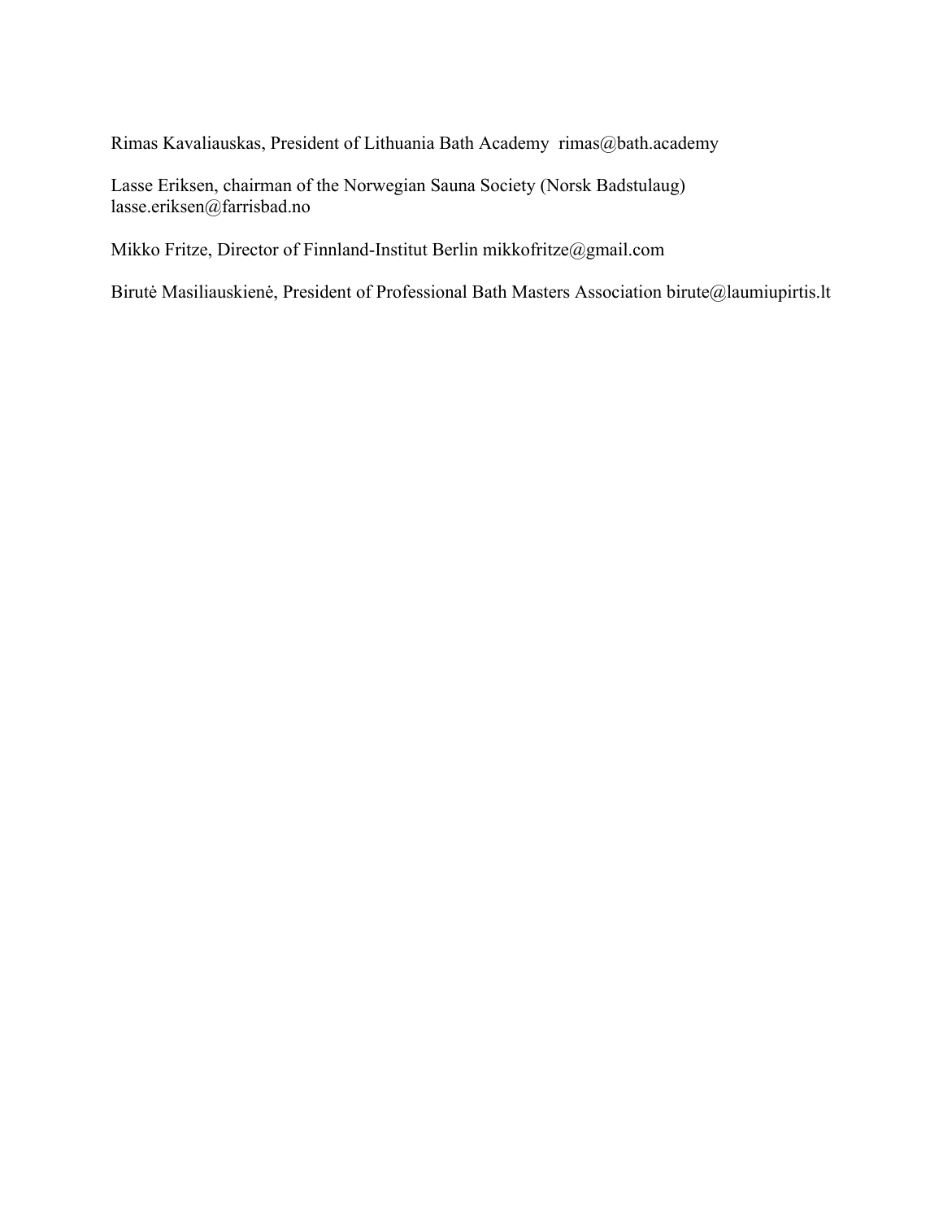Rimas Kavaliauskas, President of Lithuania Bath Academy rimas@bath.academy

Lasse Eriksen, chairman of the Norwegian Sauna Society (Norsk Badstulaug)
lasse.eriksen@farrisbad.no

Mikko Fritze, Director of Finnland-Institut Berlin mikkofritze@gmail.com

Birutė Masiliauskienė, President of Professional Bath Masters Association birute@laumiupirtis.lt